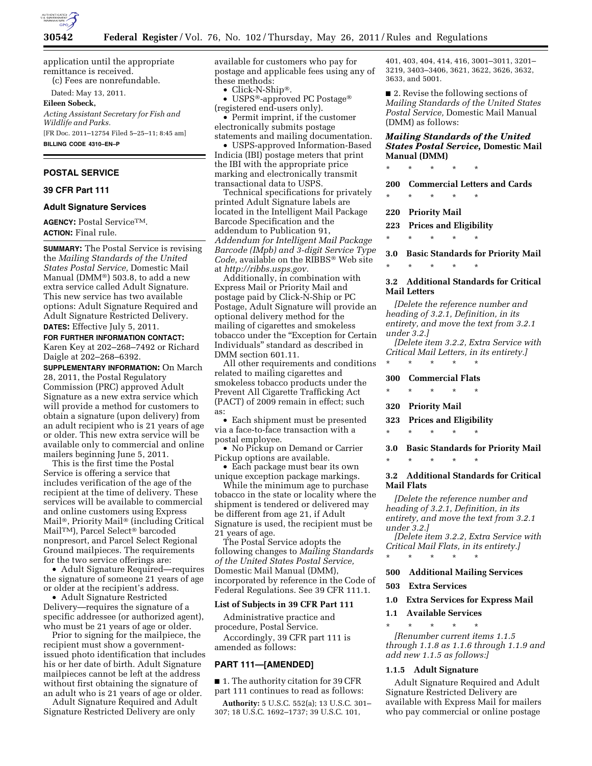application until the appropriate remittance is received.

(c) Fees are nonrefundable.

Dated: May 13, 2011.

**Eileen Sobeck,**

*Acting Assistant Secretary for Fish and Wildlife and Parks.*

[FR Doc. 2011–12754 Filed 5–25–11; 8:45 am]

**BILLING CODE 4310–EN–P**

## POSTAL SERVICE

### 39 CFR Part 111

### Adult Signature Services

**AGENCY:** Postal Service™.

**ACTION:** Final rule.

**SUMMARY:** The Postal Service is revising the *Mailing Standards of the United States Postal Service,* Domestic Mail Manual (DMM®) 503.8, to add a new extra service called Adult Signature. This new service has two available options: Adult Signature Required and Adult Signature Restricted Delivery.

**DATES:** Effective July 5, 2011.

**FOR FURTHER INFORMATION CONTACT:** Karen Key at 202–268–7492 or Richard Daigle at 202–268–6392.

**SUPPLEMENTARY INFORMATION:** On March 28, 2011, the Postal Regulatory Commission (PRC) approved Adult Signature as a new extra service which will provide a method for customers to obtain a signature (upon delivery) from an adult recipient who is 21 years of age or older. This new extra service will be available only to commercial and online mailers beginning June 5, 2011.

This is the first time the Postal Service is offering a service that includes verification of the age of the recipient at the time of delivery. These services will be available to commercial and online customers using Express Mail®, Priority Mail® (including Critical Mail™), Parcel Select® barcoded nonpresort, and Parcel Select Regional Ground mailpieces. The requirements for the two service offerings are:

- Adult Signature Required—requires the signature of someone 21 years of age or older at the recipient's address.
- Adult Signature Restricted Delivery—requires the signature of a specific addressee (or authorized agent), who must be 21 years of age or older.

Prior to signing for the mailpiece, the recipient must show a government-issued photo identification that includes his or her date of birth. Adult Signature mailpieces cannot be left at the address without first obtaining the signature of an adult who is 21 years of age or older.

Adult Signature Required and Adult Signature Restricted Delivery are only available for customers who pay for postage and applicable fees using any of these methods:

- Click-N-Ship®.
- USPS®-approved PC Postage® (registered end-users only).
- Permit imprint, if the customer electronically submits postage statements and mailing documentation.
- USPS-approved Information-Based Indicia (IBI) postage meters that print the IBI with the appropriate price marking and electronically transmit transactional data to USPS.

Technical specifications for privately printed Adult Signature labels are located in the Intelligent Mail Package Barcode Specification and the addendum to Publication 91, *Addendum for Intelligent Mail Package Barcode (IMpb) and 3-digit Service Type Code,* available on the RIBBS® Web site at *http://ribbs.usps.gov.*

Additionally, in combination with Express Mail or Priority Mail and postage paid by Click-N-Ship or PC Postage, Adult Signature will provide an optional delivery method for the mailing of cigarettes and smokeless tobacco under the "Exception for Certain Individuals" standard as described in DMM section 601.11.

All other requirements and conditions related to mailing cigarettes and smokeless tobacco products under the Prevent All Cigarette Trafficking Act (PACT) of 2009 remain in effect; such as:

- Each shipment must be presented via a face-to-face transaction with a postal employee.
- No Pickup on Demand or Carrier Pickup options are available.
- Each package must bear its own unique exception package markings.

While the minimum age to purchase tobacco in the state or locality where the shipment is tendered or delivered may be different from age 21, if Adult Signature is used, the recipient must be 21 years of age.

The Postal Service adopts the following changes to *Mailing Standards of the United States Postal Service,* Domestic Mail Manual (DMM), incorporated by reference in the Code of Federal Regulations. See 39 CFR 111.1.

### List of Subjects in 39 CFR Part 111

Administrative practice and procedure, Postal Service.

Accordingly, 39 CFR part 111 is amended as follows:

## PART 111—[AMENDED]

■ 1. The authority citation for 39 CFR part 111 continues to read as follows:

**Authority:** 5 U.S.C. 552(a); 13 U.S.C. 301–307; 18 U.S.C. 1692–1737; 39 U.S.C. 101, 401, 403, 404, 414, 416, 3001–3011, 3201–3219, 3403–3406, 3621, 3622, 3626, 3632, 3633, and 5001.

■ 2. Revise the following sections of *Mailing Standards of the United States Postal Service,* Domestic Mail Manual (DMM) as follows:

### *Mailing Standards of the United States Postal Service,* Domestic Mail Manual (DMM)

\* \* \* \* \*

**200 Commercial Letters and Cards**

\* \* \* \* \*

**220 Priority Mail**

**223 Prices and Eligibility**

\* \* \* \* \*

**3.0 Basic Standards for Priority Mail**

\* \* \* \* \*

**3.2 Additional Standards for Critical Mail Letters**

*[Delete the reference number and heading of 3.2.1, Definition, in its entirety, and move the text from 3.2.1 under 3.2.]*

*[Delete item 3.2.2, Extra Service with Critical Mail Letters, in its entirety.]*

\* \* \* \* \*

**300 Commercial Flats**

\* \* \* \* \*

**320 Priority Mail**

**323 Prices and Eligibility**

\* \* \* \* \*

**3.0 Basic Standards for Priority Mail**

\* \* \* \* \*

**3.2 Additional Standards for Critical Mail Flats**

*[Delete the reference number and heading of 3.2.1, Definition, in its entirety, and move the text from 3.2.1 under 3.2.]*

*[Delete item 3.2.2, Extra Service with Critical Mail Flats, in its entirety.]*

\* \* \* \* \*

**500 Additional Mailing Services**

**503 Extra Services**

**1.0 Extra Services for Express Mail**

**1.1 Available Services**

\* \* \* \* \*

*[Renumber current items 1.1.5 through 1.1.8 as 1.1.6 through 1.1.9 and add new 1.1.5 as follows:]*

**1.1.5 Adult Signature**

Adult Signature Required and Adult Signature Restricted Delivery are available with Express Mail for mailers who pay commercial or online postage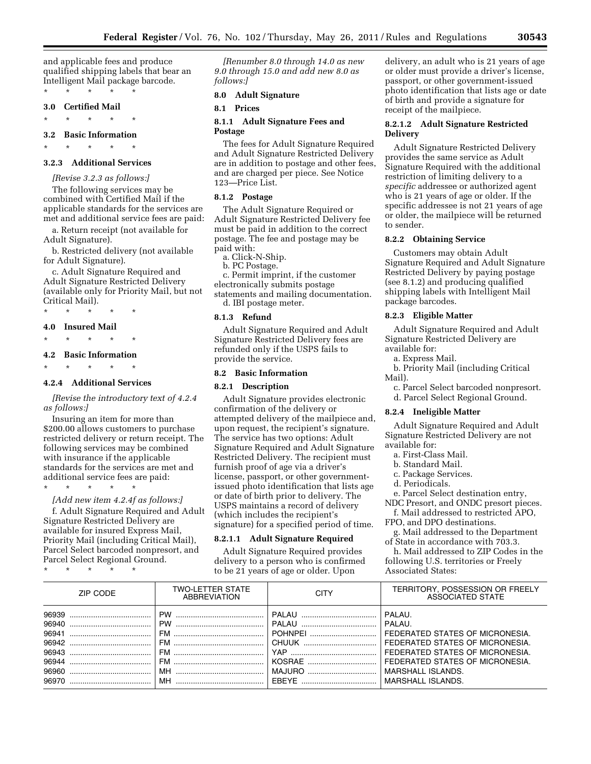and applicable fees and produce qualified shipping labels that bear an Intelligent Mail package barcode.

\* \* \* \* \*

**3.0 Certified Mail**

\* \* \* \* \*

**3.2 Basic Information**

\* \* \* \* \*

**3.2.3 Additional Services**

*[Revise 3.2.3 as follows:]*

The following services may be combined with Certified Mail if the applicable standards for the services are met and additional service fees are paid:

a. Return receipt (not available for Adult Signature).

b. Restricted delivery (not available for Adult Signature).

c. Adult Signature Required and Adult Signature Restricted Delivery (available only for Priority Mail, but not Critical Mail).

\* \* \* \* \*

**4.0 Insured Mail**

\* \* \* \* \*

**4.2 Basic Information**

\* \* \* \* \*

**4.2.4 Additional Services**

*[Revise the introductory text of 4.2.4 as follows:]*

Insuring an item for more than $200.00 allows customers to purchase restricted delivery or return receipt. The following services may be combined with insurance if the applicable standards for the services are met and additional service fees are paid:

\* \* \* \* \*

*[Add new item 4.2.4f as follows:]*

f. Adult Signature Required and Adult Signature Restricted Delivery are available for insured Express Mail, Priority Mail (including Critical Mail), Parcel Select barcoded nonpresort, and Parcel Select Regional Ground.

\* \* \* \* \*

*[Renumber 8.0 through 14.0 as new 9.0 through 15.0 and add new 8.0 as follows:]*

**8.0 Adult Signature**

**8.1 Prices**

**8.1.1 Adult Signature Fees and Postage**

The fees for Adult Signature Required and Adult Signature Restricted Delivery are in addition to postage and other fees, and are charged per piece. See Notice 123—Price List.

**8.1.2 Postage**

The Adult Signature Required or Adult Signature Restricted Delivery fee must be paid in addition to the correct postage. The fee and postage may be paid with:

a. Click-N-Ship.

b. PC Postage.

c. Permit imprint, if the customer electronically submits postage statements and mailing documentation.

d. IBI postage meter.

**8.1.3 Refund**

Adult Signature Required and Adult Signature Restricted Delivery fees are refunded only if the USPS fails to provide the service.

**8.2 Basic Information**

**8.2.1 Description**

Adult Signature provides electronic confirmation of the delivery or attempted delivery of the mailpiece and, upon request, the recipient's signature. The service has two options: Adult Signature Required and Adult Signature Restricted Delivery. The recipient must furnish proof of age via a driver's license, passport, or other government-issued photo identification that lists age or date of birth prior to delivery. The USPS maintains a record of delivery (which includes the recipient's signature) for a specified period of time.

**8.2.1.1 Adult Signature Required**

Adult Signature Required provides delivery to a person who is confirmed to be 21 years of age or older. Upon delivery, an adult who is 21 years of age or older must provide a driver's license, passport, or other government-issued photo identification that lists age or date of birth and provide a signature for receipt of the mailpiece.

**8.2.1.2 Adult Signature Restricted Delivery**

Adult Signature Restricted Delivery provides the same service as Adult Signature Required with the additional restriction of limiting delivery to a *specific* addressee or authorized agent who is 21 years of age or older. If the specific addressee is not 21 years of age or older, the mailpiece will be returned to sender.

**8.2.2 Obtaining Service**

Customers may obtain Adult Signature Required and Adult Signature Restricted Delivery by paying postage (see 8.1.2) and producing qualified shipping labels with Intelligent Mail package barcodes.

**8.2.3 Eligible Matter**

Adult Signature Required and Adult Signature Restricted Delivery are available for:

a. Express Mail.

b. Priority Mail (including Critical Mail).

c. Parcel Select barcoded nonpresort.

d. Parcel Select Regional Ground.

**8.2.4 Ineligible Matter**

Adult Signature Required and Adult Signature Restricted Delivery are not available for:

a. First-Class Mail.

b. Standard Mail.

c. Package Services.

d. Periodicals.

e. Parcel Select destination entry, NDC Presort, and ONDC presort pieces.

f. Mail addressed to restricted APO, FPO, and DPO destinations.

g. Mail addressed to the Department of State in accordance with 703.3.

h. Mail addressed to ZIP Codes in the following U.S. territories or Freely Associated States:

| ZIP CODE | TWO-LETTER STATE ABBREVIATION | CITY | TERRITORY, POSSESSION OR FREELY ASSOCIATED STATE |
|---|---|---|---|
| 96939 | PW | PALAU | PALAU. |
| 96940 | PW | PALAU | PALAU. |
| 96941 | FM | POHNPEI | FEDERATED STATES OF MICRONESIA. |
| 96942 | FM | CHUUK | FEDERATED STATES OF MICRONESIA. |
| 96943 | FM | YAP | FEDERATED STATES OF MICRONESIA. |
| 96944 | FM | KOSRAE | FEDERATED STATES OF MICRONESIA. |
| 96960 | MH | MAJURO | MARSHALL ISLANDS. |
| 96970 | MH | EBEYE | MARSHALL ISLANDS. |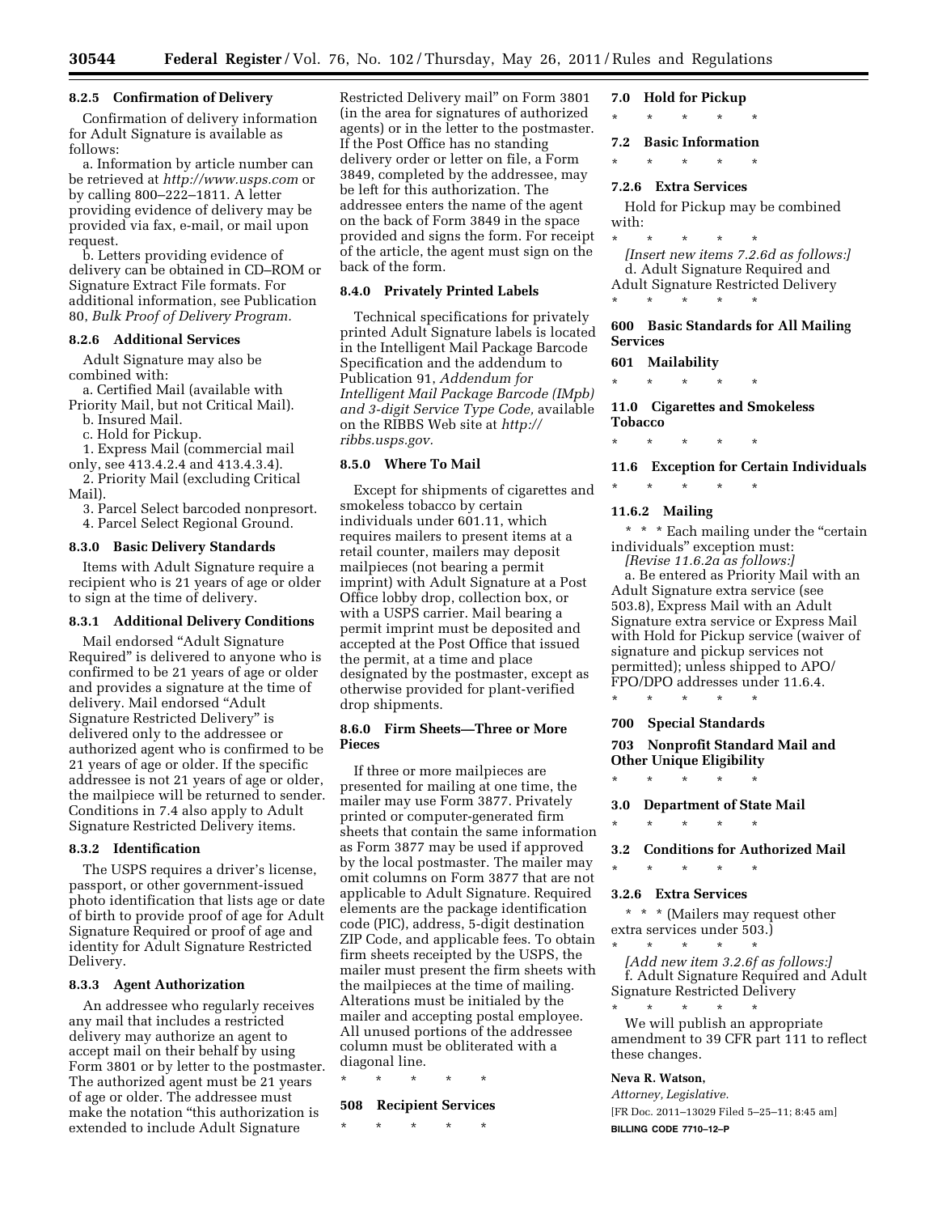#### 8.2.5 Confirmation of Delivery

Confirmation of delivery information for Adult Signature is available as follows:

a. Information by article number can be retrieved at *http://www.usps.com* or by calling 800–222–1811. A letter providing evidence of delivery may be provided via fax, e-mail, or mail upon request.

b. Letters providing evidence of delivery can be obtained in CD–ROM or Signature Extract File formats. For additional information, see Publication 80, *Bulk Proof of Delivery Program.*

#### 8.2.6 Additional Services

Adult Signature may also be combined with:

a. Certified Mail (available with Priority Mail, but not Critical Mail).

b. Insured Mail.

c. Hold for Pickup.

1. Express Mail (commercial mail only, see 413.4.2.4 and 413.4.3.4).

2. Priority Mail (excluding Critical Mail).

3. Parcel Select barcoded nonpresort.

4. Parcel Select Regional Ground.

#### 8.3.0 Basic Delivery Standards

Items with Adult Signature require a recipient who is 21 years of age or older to sign at the time of delivery.

#### 8.3.1 Additional Delivery Conditions

Mail endorsed "Adult Signature Required" is delivered to anyone who is confirmed to be 21 years of age or older and provides a signature at the time of delivery. Mail endorsed "Adult Signature Restricted Delivery" is delivered only to the addressee or authorized agent who is confirmed to be 21 years of age or older. If the specific addressee is not 21 years of age or older, the mailpiece will be returned to sender. Conditions in 7.4 also apply to Adult Signature Restricted Delivery items.

#### 8.3.2 Identification

The USPS requires a driver's license, passport, or other government-issued photo identification that lists age or date of birth to provide proof of age for Adult Signature Required or proof of age and identity for Adult Signature Restricted Delivery.

#### 8.3.3 Agent Authorization

An addressee who regularly receives any mail that includes a restricted delivery may authorize an agent to accept mail on their behalf by using Form 3801 or by letter to the postmaster. The authorized agent must be 21 years of age or older. The addressee must make the notation "this authorization is extended to include Adult Signature Restricted Delivery mail" on Form 3801 (in the area for signatures of authorized agents) or in the letter to the postmaster. If the Post Office has no standing delivery order or letter on file, a Form 3849, completed by the addressee, may be left for this authorization. The addressee enters the name of the agent on the back of Form 3849 in the space provided and signs the form. For receipt of the article, the agent must sign on the back of the form.

#### 8.4.0 Privately Printed Labels

Technical specifications for privately printed Adult Signature labels is located in the Intelligent Mail Package Barcode Specification and the addendum to Publication 91, *Addendum for Intelligent Mail Package Barcode (IMpb) and 3-digit Service Type Code,* available on the RIBBS Web site at *http://ribbs.usps.gov.*

#### 8.5.0 Where To Mail

Except for shipments of cigarettes and smokeless tobacco by certain individuals under 601.11, which requires mailers to present items at a retail counter, mailers may deposit mailpieces (not bearing a permit imprint) with Adult Signature at a Post Office lobby drop, collection box, or with a USPS carrier. Mail bearing a permit imprint must be deposited and accepted at the Post Office that issued the permit, at a time and place designated by the postmaster, except as otherwise provided for plant-verified drop shipments.

#### 8.6.0 Firm Sheets—Three or More Pieces

If three or more mailpieces are presented for mailing at one time, the mailer may use Form 3877. Privately printed or computer-generated firm sheets that contain the same information as Form 3877 may be used if approved by the local postmaster. The mailer may omit columns on Form 3877 that are not applicable to Adult Signature. Required elements are the package identification code (PIC), address, 5-digit destination ZIP Code, and applicable fees. To obtain firm sheets receipted by the USPS, the mailer must present the firm sheets with the mailpieces at the time of mailing. Alterations must be initialed by the mailer and accepting postal employee. All unused portions of the addressee column must be obliterated with a diagonal line.

\* \* \* \* \*

## 508 Recipient Services

\* \* \* \* \*

### 7.0 Hold for Pickup

\* \* \* \* \*

#### 7.2 Basic Information

\* \* \* \* \*

#### 7.2.6 Extra Services

Hold for Pickup may be combined with:

\* \* \* \* \*

*[Insert new items 7.2.6d as follows:]*

d. Adult Signature Required and Adult Signature Restricted Delivery

\* \* \* \* \*

## 600 Basic Standards for All Mailing Services

## 601 Mailability

\* \* \* \* \*

### 11.0 Cigarettes and Smokeless Tobacco

\* \* \* \* \*

#### 11.6 Exception for Certain Individuals

\* \* \* \* \*

#### 11.6.2 Mailing

\* \* \* Each mailing under the "certain individuals" exception must:

*[Revise 11.6.2a as follows:]*

a. Be entered as Priority Mail with an Adult Signature extra service (see 503.8), Express Mail with an Adult Signature extra service or Express Mail with Hold for Pickup service (waiver of signature and pickup services not permitted); unless shipped to APO/FPO/DPO addresses under 11.6.4.

\* \* \* \* \*

## 700 Special Standards

## 703 Nonprofit Standard Mail and Other Unique Eligibility

\* \* \* \* \*

### 3.0 Department of State Mail

\* \* \* \* \*

#### 3.2 Conditions for Authorized Mail

\* \* \* \* \*

#### 3.2.6 Extra Services

\* \* \* (Mailers may request other extra services under 503.)

\* \* \* \* \*

*[Add new item 3.2.6f as follows:]*

f. Adult Signature Required and Adult Signature Restricted Delivery

\* \* \* \* \*

We will publish an appropriate amendment to 39 CFR part 111 to reflect these changes.

**Neva R. Watson,**

*Attorney, Legislative.*

[FR Doc. 2011–13029 Filed 5–25–11; 8:45 am]

**BILLING CODE 7710–12–P**